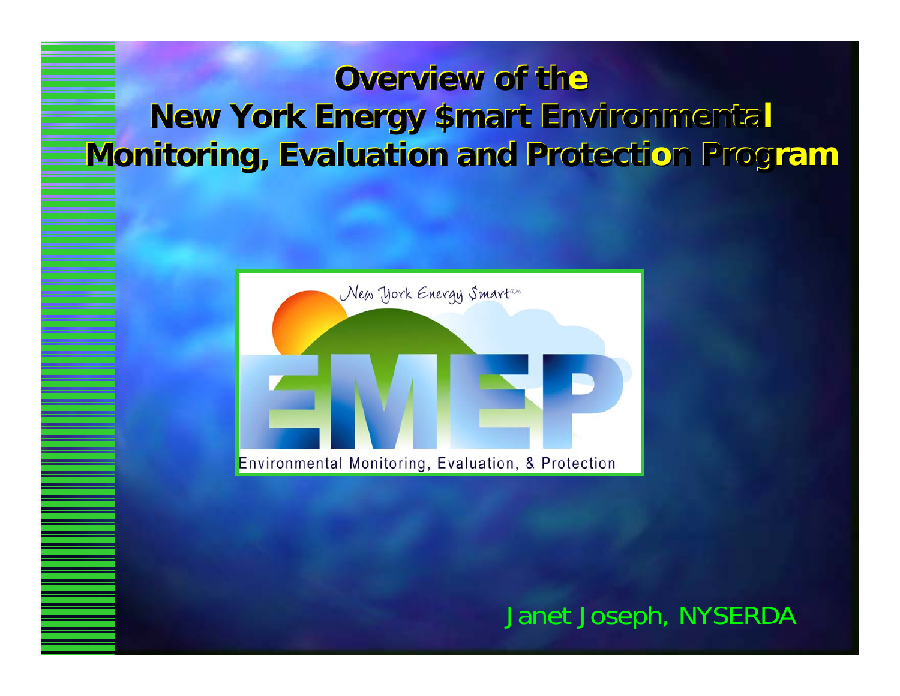# Overview of the New York Energy $mart Environmental Monitoring, Evaluation and Protection Program

New York Energy $mart[SM]

EMEP

Environmental Monitoring, Evaluation, & Protection

Janet Joseph, NYSERDA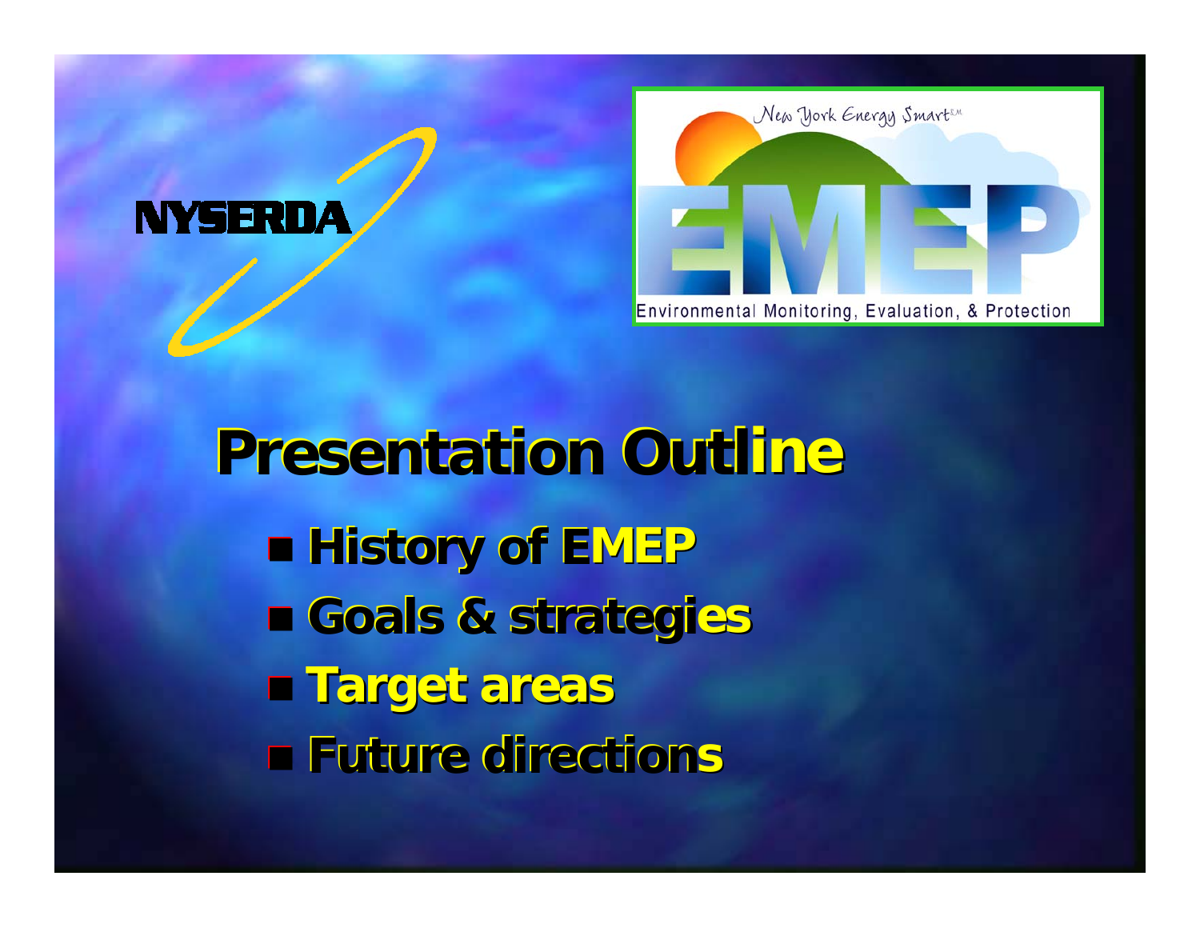NYSERDA

New York Energy Smart℠

EMEP

Environmental Monitoring, Evaluation, & Protection

# Presentation Outline

- History of EMEP
- Goals & strategies
- Target areas
- Future directions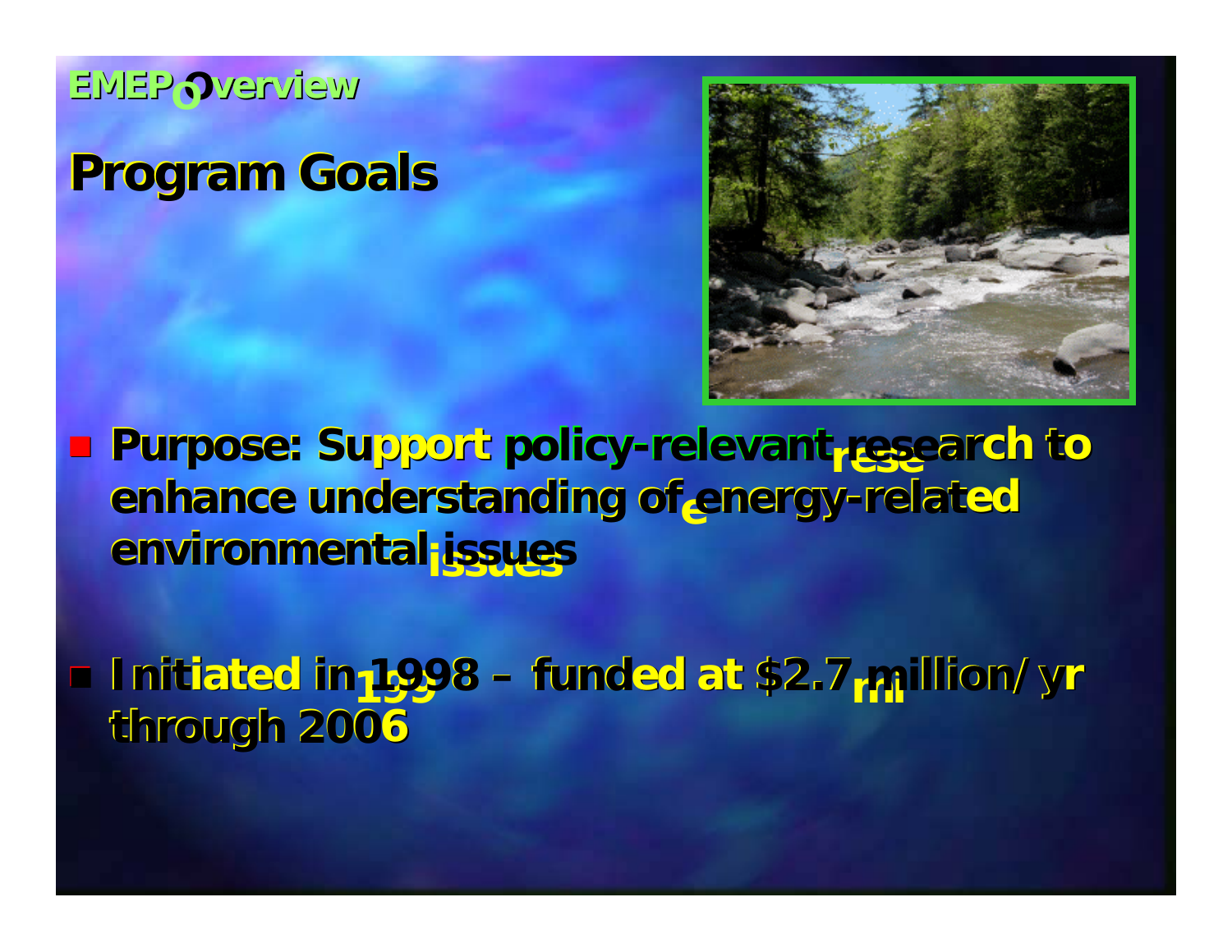EMEP Overview

# Program Goals

- **Purpose: Support policy-relevant research to enhance understanding of energy-related environmental issues**
- **Initiated in 1998 – funded at $2.7 million/yr through 2006**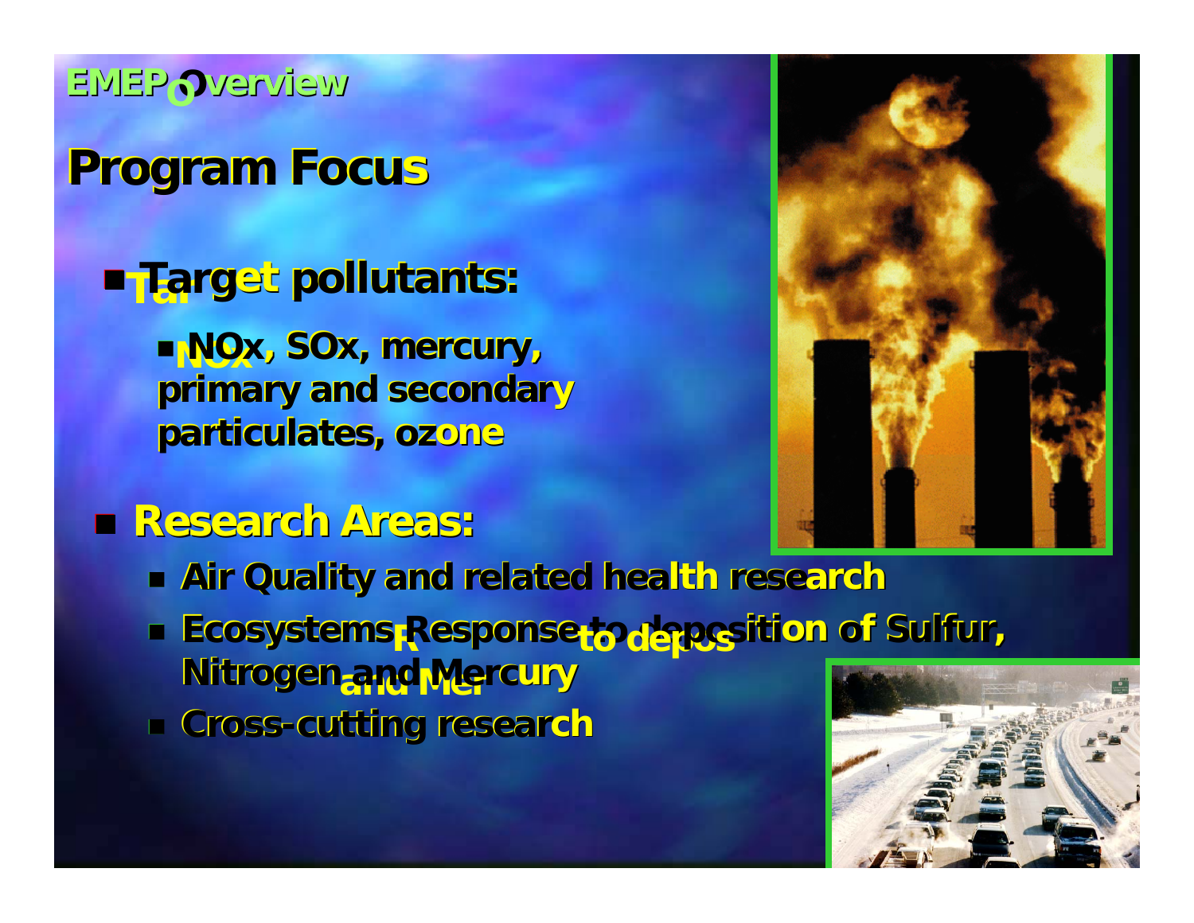EMEP Overview

# Program Focus

- Target pollutants:
  - NOx, SOx, mercury, primary and secondary particulates, ozone
- Research Areas:
  - Air Quality and related health research
  - Ecosystems Response to deposition of Sulfur, Nitrogen and Mercury
  - Cross-cutting research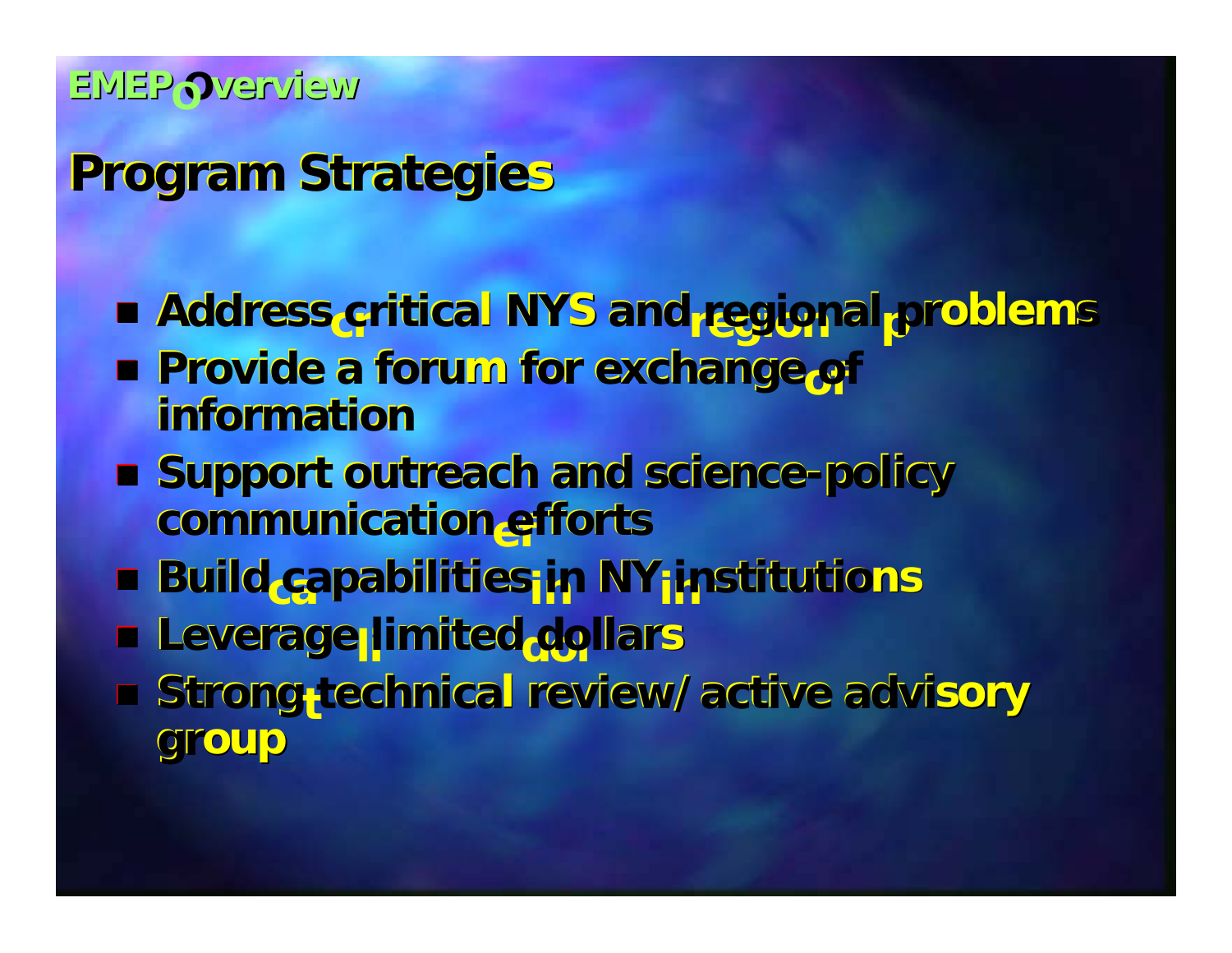EMEP Overview

# Program Strategies

- Address critical NYS and regional problems
- Provide a forum for exchange of information
- Support outreach and science-policy communication efforts
- Build capabilities in NY institutions
- Leverage limited dollars
- Strong technical review/ active advisory group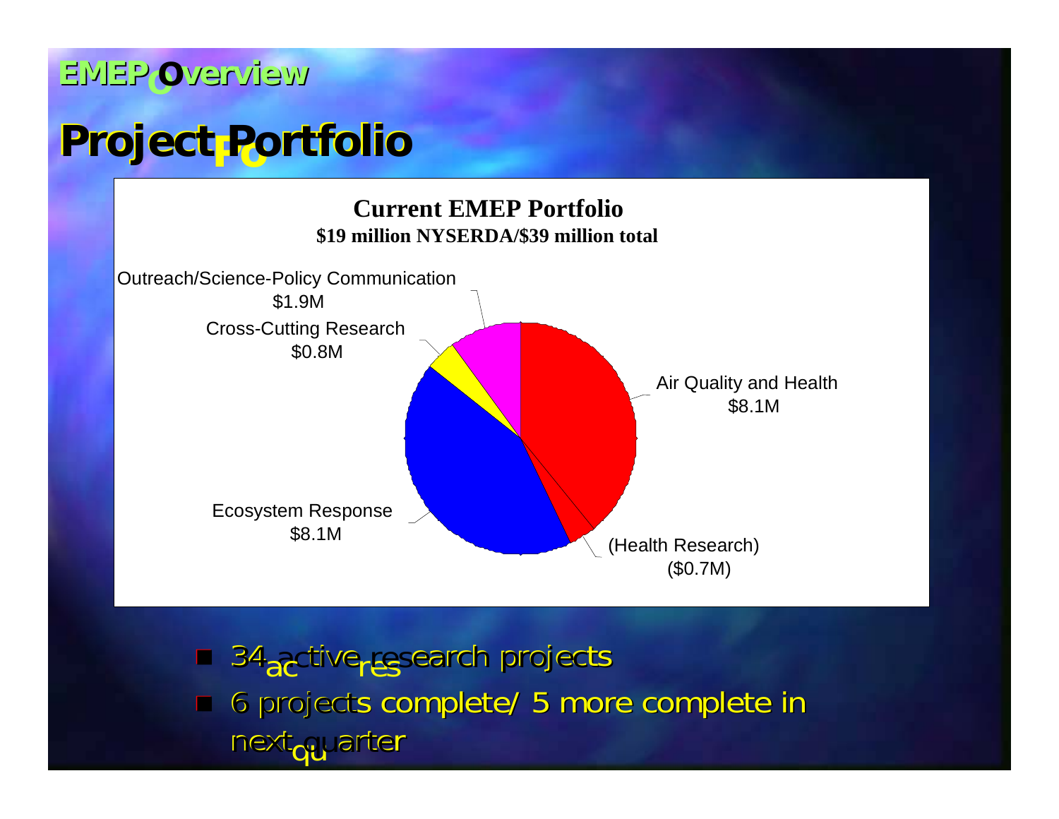## EMEP Overview

# Project Portfolio

**Current EMEP Portfolio**

**$19 million NYSERDA/$39 million total**

- Outreach/Science-Policy Communication $1.9M
- Cross-Cutting Research $0.8M
- Air Quality and Health $8.1M
- (Health Research) ($0.7M)
- Ecosystem Response $8.1M

- 34 active research projects
- 6 projects complete/ 5 more complete in next quarter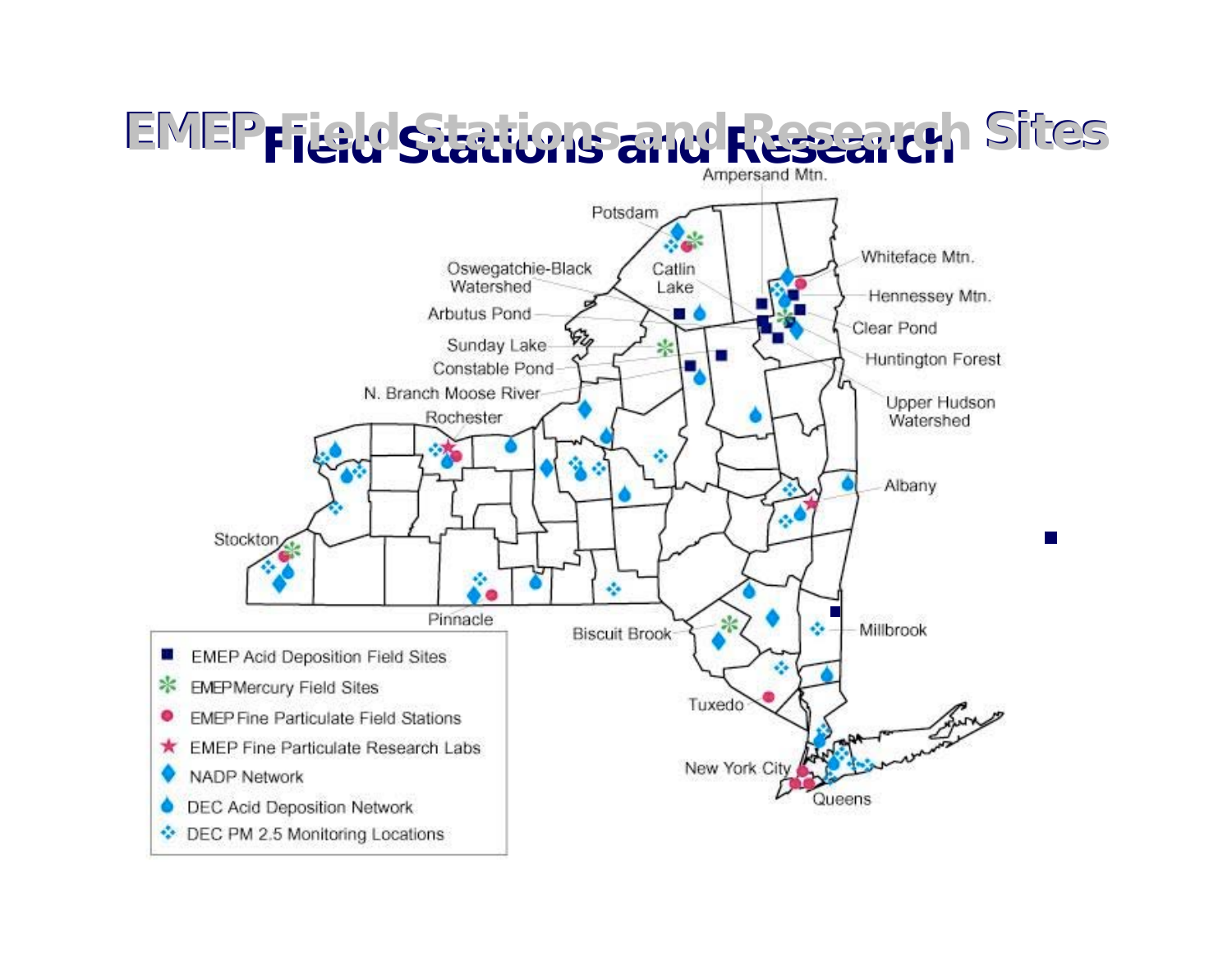# EMEP Field Stations and Research Sites

Ampersand Mtn.

Potsdam

Oswegatchie-Black Watershed

Catlin Lake

Whiteface Mtn.

Hennessey Mtn.

Arbutus Pond

Clear Pond

Sunday Lake

Huntington Forest

Constable Pond

N. Branch Moose River

Upper Hudson Watershed

Rochester

Albany

Stockton

Pinnacle

Biscuit Brook

Millbrook

Tuxedo

New York City

Queens

- EMEP Acid Deposition Field Sites
- EMEP Mercury Field Sites
- EMEP Fine Particulate Field Stations
- EMEP Fine Particulate Research Labs
- NADP Network
- DEC Acid Deposition Network
- DEC PM 2.5 Monitoring Locations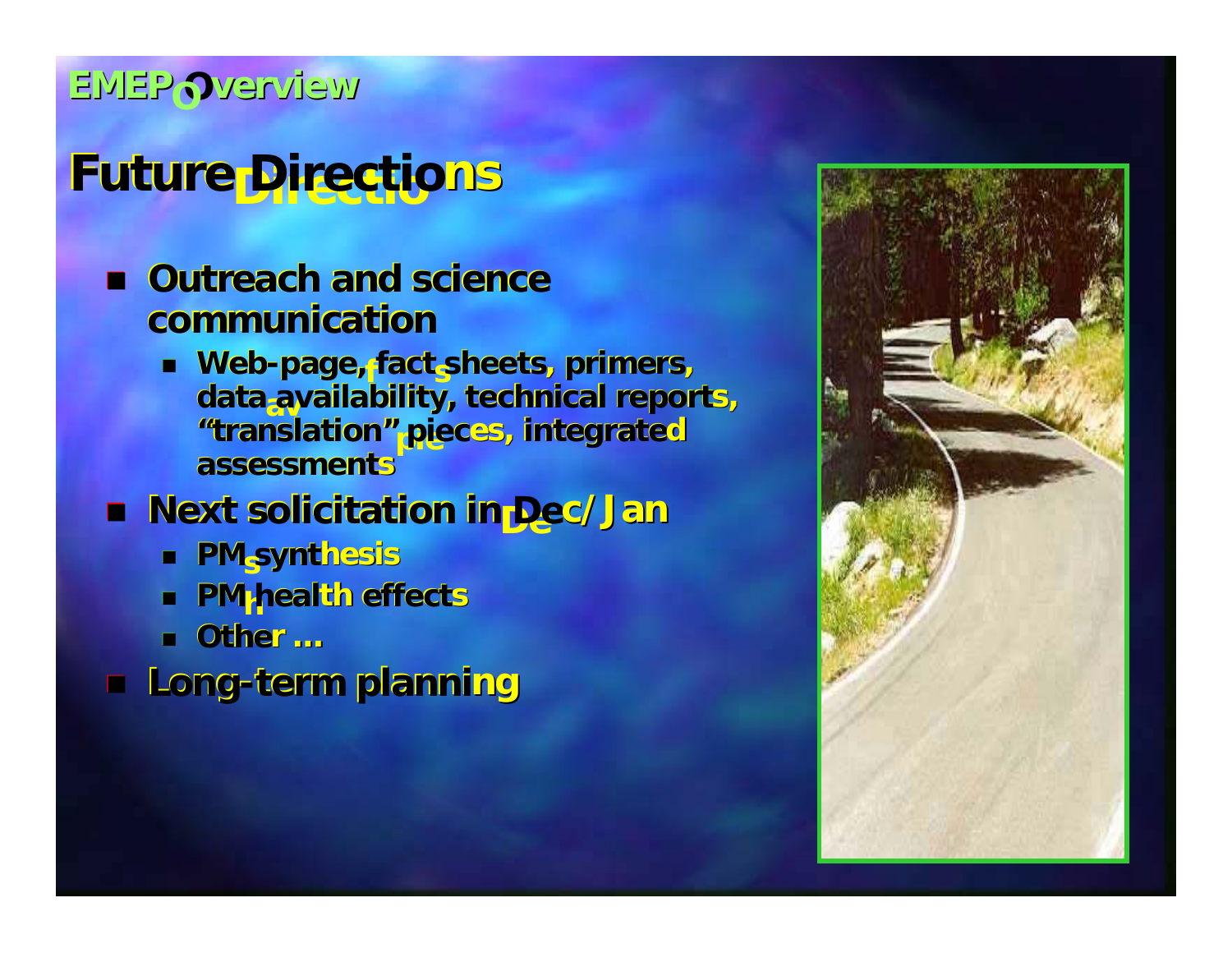EMEP Overview

# Future Directions

- Outreach and science communication
  - Web-page, fact sheets, primers, data availability, technical reports, “translation” pieces, integrated assessments
- Next solicitation in Dec/Jan
  - PM synthesis
  - PM health effects
  - Other …
- Long-term planning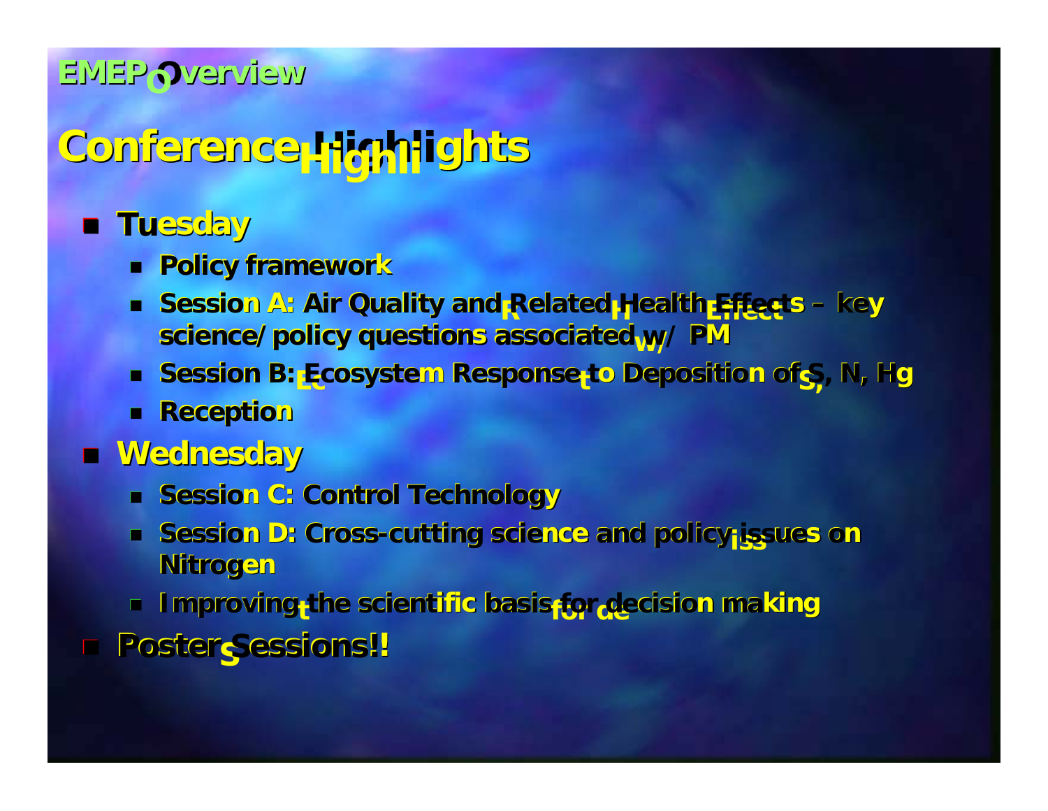EMEP Overview

# Conference Highlights

- Tuesday
  - Policy framework
  - Session A: Air Quality and Related Health Effects – key science/policy questions associated w/ PM
  - Session B: Ecosystem Response to Deposition of S, N, Hg
  - Reception
- Wednesday
  - Session C: Control Technology
  - Session D: Cross-cutting science and policy issues on Nitrogen
  - Improving the scientific basis for decision making
- Poster Sessions!!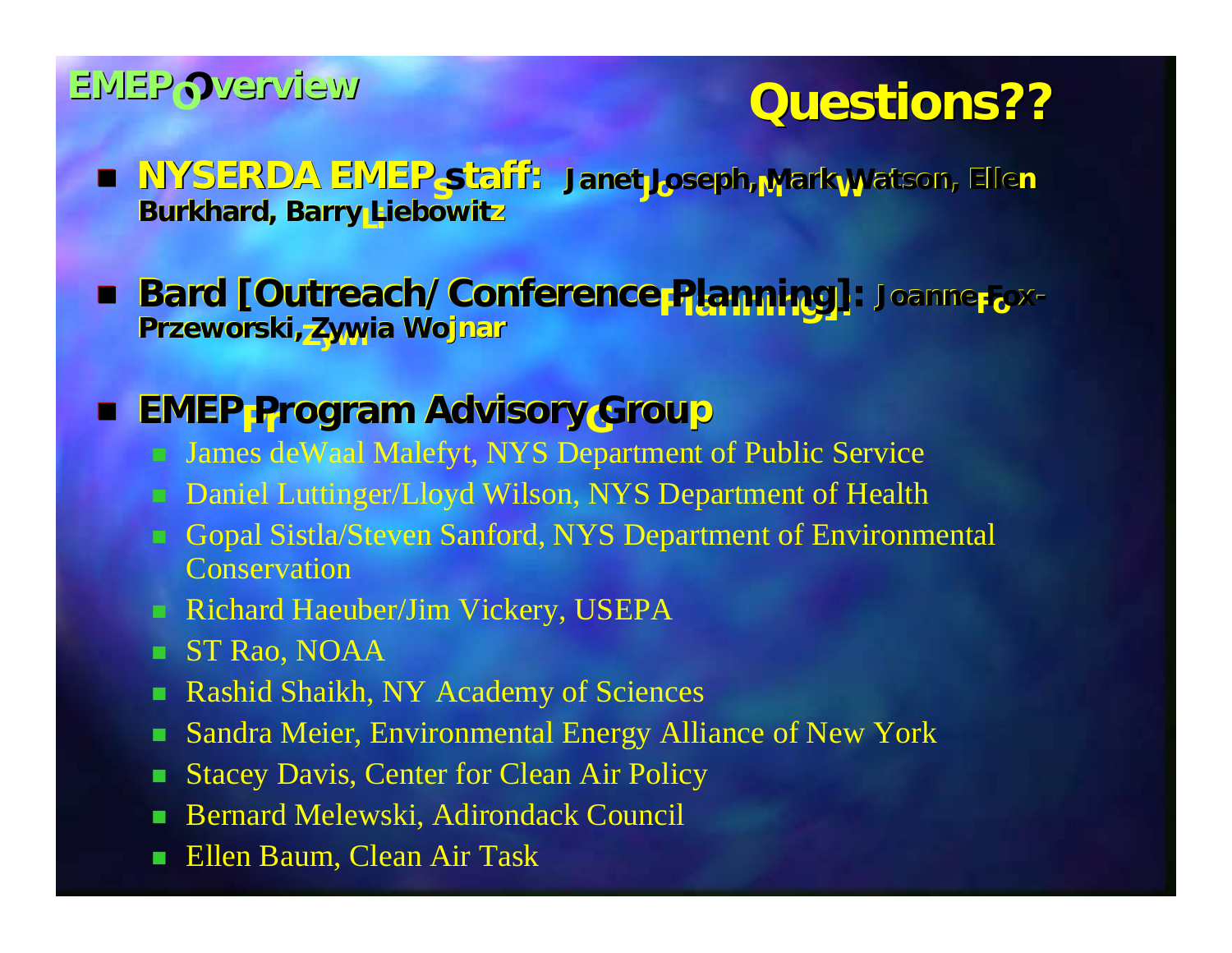EMEP Overview

# Questions??

- **NYSERDA EMEP Staff:** Janet Joseph, Mark Watson, Ellen Burkhard, Barry Liebowitz
- **Bard [Outreach/ Conference Planning]:** Joanne Fox-Przeworski, Zywia Wojnar
- **EMEP Program Advisory Group**
  - James deWaal Malefyt, NYS Department of Public Service
  - Daniel Luttinger/Lloyd Wilson, NYS Department of Health
  - Gopal Sistla/Steven Sanford, NYS Department of Environmental Conservation
  - Richard Haeuber/Jim Vickery, USEPA
  - ST Rao, NOAA
  - Rashid Shaikh, NY Academy of Sciences
  - Sandra Meier, Environmental Energy Alliance of New York
  - Stacey Davis, Center for Clean Air Policy
  - Bernard Melewski, Adirondack Council
  - Ellen Baum, Clean Air Task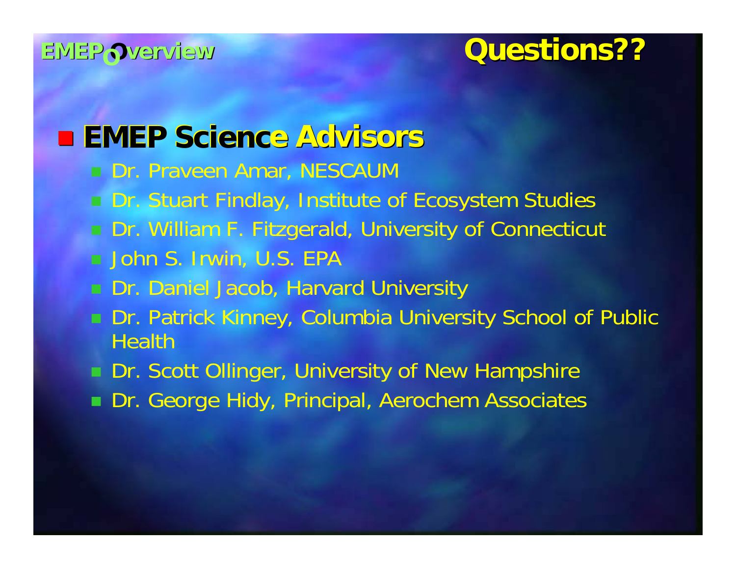EMEP Overview

# Questions??

## EMEP Science Advisors

- Dr. Praveen Amar, NESCAUM
- Dr. Stuart Findlay, Institute of Ecosystem Studies
- Dr. William F. Fitzgerald, University of Connecticut
- John S. Irwin, U.S. EPA
- Dr. Daniel Jacob, Harvard University
- Dr. Patrick Kinney, Columbia University School of Public Health
- Dr. Scott Ollinger, University of New Hampshire
- Dr. George Hidy, Principal, Aerochem Associates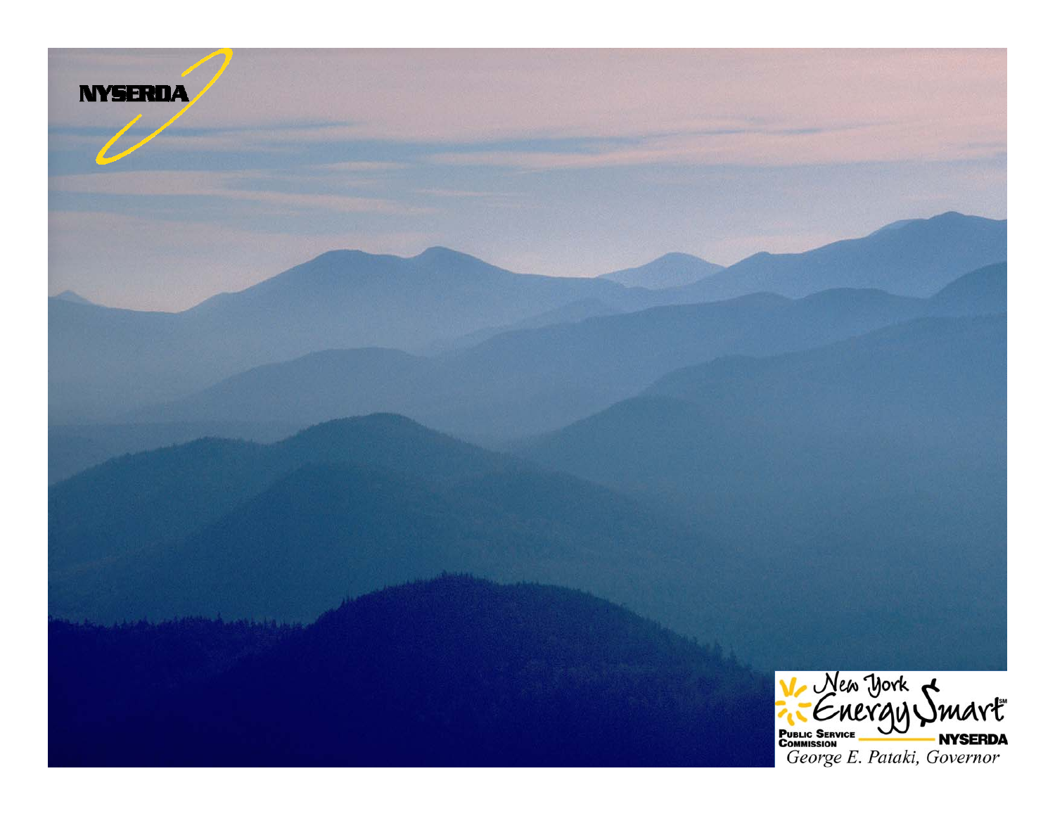NYSERDA

New York Energy Smart[SM]

Public Service Commission

NYSERDA

George E. Pataki, Governor